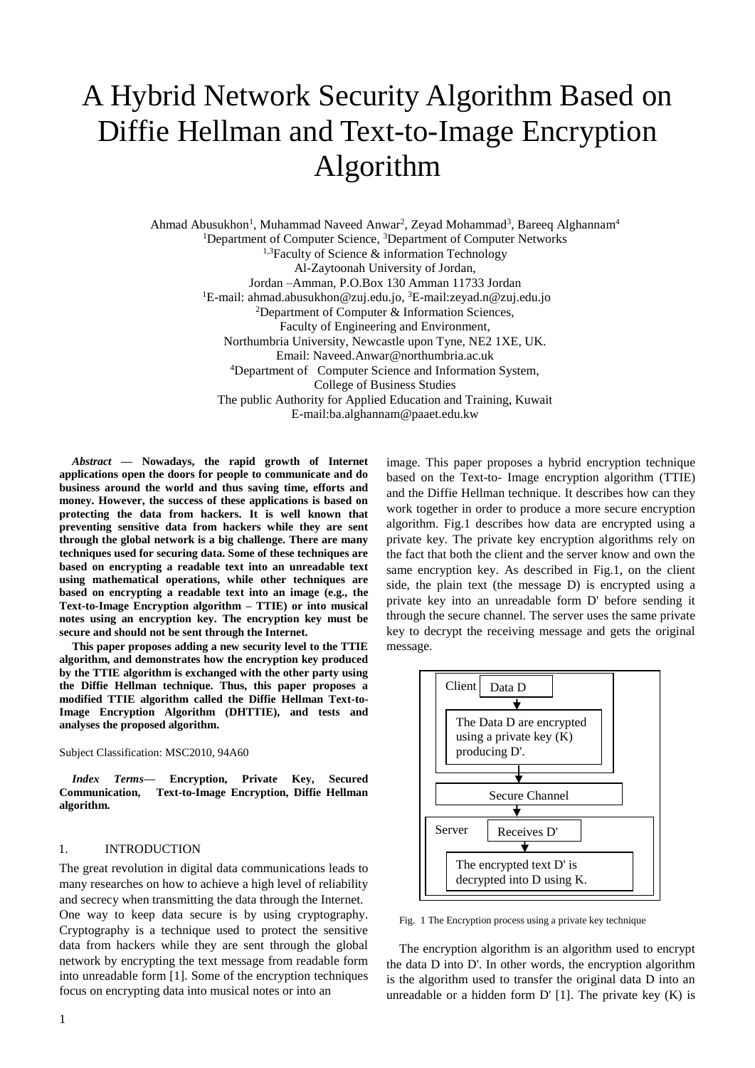# A Hybrid Network Security Algorithm Based on Diffie Hellman and Text-to-Image Encryption Algorithm

Ahmad Abusukhon[1], Muhammad Naveed Anwar[2], Zeyad Mohammad[3], Bareeq Alghannam[4]
[1]Department of Computer Science, [3]Department of Computer Networks
[1,3]Faculty of Science & information Technology
Al-Zaytoonah University of Jordan,
Jordan –Amman, P.O.Box 130 Amman 11733 Jordan
[1]E-mail: ahmad.abusukhon@zuj.edu.jo, [3]E-mail:zeyad.n@zuj.edu.jo
[2]Department of Computer & Information Sciences,
Faculty of Engineering and Environment,
Northumbria University, Newcastle upon Tyne, NE2 1XE, UK.
Email: Naveed.Anwar@northumbria.ac.uk
[4]Department of Computer Science and Information System,
College of Business Studies
The public Authority for Applied Education and Training, Kuwait
E-mail:ba.alghannam@paaet.edu.kw

***Abstract* — Nowadays, the rapid growth of Internet applications open the doors for people to communicate and do business around the world and thus saving time, efforts and money. However, the success of these applications is based on protecting the data from hackers. It is well known that preventing sensitive data from hackers while they are sent through the global network is a big challenge. There are many techniques used for securing data. Some of these techniques are based on encrypting a readable text into an unreadable text using mathematical operations, while other techniques are based on encrypting a readable text into an image (e.g., the Text-to-Image Encryption algorithm – TTIE) or into musical notes using an encryption key. The encryption key must be secure and should not be sent through the Internet.**

**This paper proposes adding a new security level to the TTIE algorithm, and demonstrates how the encryption key produced by the TTIE algorithm is exchanged with the other party using the Diffie Hellman technique. Thus, this paper proposes a modified TTIE algorithm called the Diffie Hellman Text-to-Image Encryption Algorithm (DHTTIE), and tests and analyses the proposed algorithm.**

Subject Classification: MSC2010, 94A60

***Index Terms*— Encryption, Private Key, Secured Communication, Text-to-Image Encryption, Diffie Hellman algorithm.**

## 1. INTRODUCTION

The great revolution in digital data communications leads to many researches on how to achieve a high level of reliability and secrecy when transmitting the data through the Internet.

One way to keep data secure is by using cryptography. Cryptography is a technique used to protect the sensitive data from hackers while they are sent through the global network by encrypting the text message from readable form into unreadable form [1]. Some of the encryption techniques focus on encrypting data into musical notes or into an image. This paper proposes a hybrid encryption technique based on the Text-to- Image encryption algorithm (TTIE) and the Diffie Hellman technique. It describes how can they work together in order to produce a more secure encryption algorithm. Fig.1 describes how data are encrypted using a private key. The private key encryption algorithms rely on the fact that both the client and the server know and own the same encryption key. As described in Fig.1, on the client side, the plain text (the message D) is encrypted using a private key into an unreadable form D' before sending it through the secure channel. The server uses the same private key to decrypt the receiving message and gets the original message.

Client
Data D
The Data D are encrypted using a private key (K) producing D'.
Secure Channel
Server
Receives D'
The encrypted text D' is decrypted into D using K.

Fig. 1 The Encryption process using a private key technique

The encryption algorithm is an algorithm used to encrypt the data D into D'. In other words, the encryption algorithm is the algorithm used to transfer the original data D into an unreadable or a hidden form D' [1]. The private key (K) is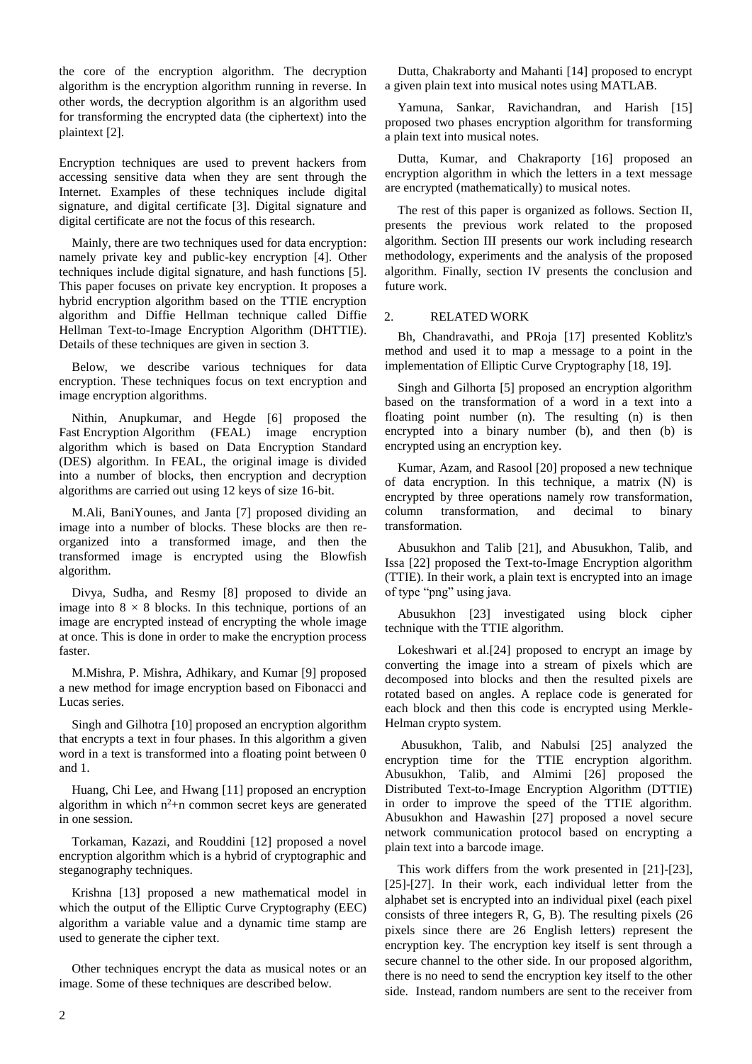the core of the encryption algorithm. The decryption algorithm is the encryption algorithm running in reverse. In other words, the decryption algorithm is an algorithm used for transforming the encrypted data (the ciphertext) into the plaintext [2].

Encryption techniques are used to prevent hackers from accessing sensitive data when they are sent through the Internet. Examples of these techniques include digital signature, and digital certificate [3]. Digital signature and digital certificate are not the focus of this research.

Mainly, there are two techniques used for data encryption: namely private key and public-key encryption [4]. Other techniques include digital signature, and hash functions [5]. This paper focuses on private key encryption. It proposes a hybrid encryption algorithm based on the TTIE encryption algorithm and Diffie Hellman technique called Diffie Hellman Text-to-Image Encryption Algorithm (DHTTIE). Details of these techniques are given in section 3.

Below, we describe various techniques for data encryption. These techniques focus on text encryption and image encryption algorithms.

Nithin, Anupkumar, and Hegde [6] proposed the Fast Encryption Algorithm (FEAL) image encryption algorithm which is based on Data Encryption Standard (DES) algorithm. In FEAL, the original image is divided into a number of blocks, then encryption and decryption algorithms are carried out using 12 keys of size 16-bit.

M.Ali, BaniYounes, and Janta [7] proposed dividing an image into a number of blocks. These blocks are then re-organized into a transformed image, and then the transformed image is encrypted using the Blowfish algorithm.

Divya, Sudha, and Resmy [8] proposed to divide an image into $8 \times 8$ blocks. In this technique, portions of an image are encrypted instead of encrypting the whole image at once. This is done in order to make the encryption process faster.

M.Mishra, P. Mishra, Adhikary, and Kumar [9] proposed a new method for image encryption based on Fibonacci and Lucas series.

Singh and Gilhotra [10] proposed an encryption algorithm that encrypts a text in four phases. In this algorithm a given word in a text is transformed into a floating point between 0 and 1.

Huang, Chi Lee, and Hwang [11] proposed an encryption algorithm in which $n^2+n$ common secret keys are generated in one session.

Torkaman, Kazazi, and Rouddini [12] proposed a novel encryption algorithm which is a hybrid of cryptographic and steganography techniques.

Krishna [13] proposed a new mathematical model in which the output of the Elliptic Curve Cryptography (EEC) algorithm a variable value and a dynamic time stamp are used to generate the cipher text.

Other techniques encrypt the data as musical notes or an image. Some of these techniques are described below.

Dutta, Chakraborty and Mahanti [14] proposed to encrypt a given plain text into musical notes using MATLAB.

Yamuna, Sankar, Ravichandran, and Harish [15] proposed two phases encryption algorithm for transforming a plain text into musical notes.

Dutta, Kumar, and Chakraporty [16] proposed an encryption algorithm in which the letters in a text message are encrypted (mathematically) to musical notes.

The rest of this paper is organized as follows. Section II, presents the previous work related to the proposed algorithm. Section III presents our work including research methodology, experiments and the analysis of the proposed algorithm. Finally, section IV presents the conclusion and future work.

## 2. RELATED WORK

Bh, Chandravathi, and PRoja [17] presented Koblitz's method and used it to map a message to a point in the implementation of Elliptic Curve Cryptography [18, 19].

Singh and Gilhorta [5] proposed an encryption algorithm based on the transformation of a word in a text into a floating point number (n). The resulting (n) is then encrypted into a binary number (b), and then (b) is encrypted using an encryption key.

Kumar, Azam, and Rasool [20] proposed a new technique of data encryption. In this technique, a matrix (N) is encrypted by three operations namely row transformation, column transformation, and decimal to binary transformation.

Abusukhon and Talib [21], and Abusukhon, Talib, and Issa [22] proposed the Text-to-Image Encryption algorithm (TTIE). In their work, a plain text is encrypted into an image of type "png" using java.

Abusukhon [23] investigated using block cipher technique with the TTIE algorithm.

Lokeshwari et al.[24] proposed to encrypt an image by converting the image into a stream of pixels which are decomposed into blocks and then the resulted pixels are rotated based on angles. A replace code is generated for each block and then this code is encrypted using Merkle-Helman crypto system.

Abusukhon, Talib, and Nabulsi [25] analyzed the encryption time for the TTIE encryption algorithm. Abusukhon, Talib, and Almimi [26] proposed the Distributed Text-to-Image Encryption Algorithm (DTTIE) in order to improve the speed of the TTIE algorithm. Abusukhon and Hawashin [27] proposed a novel secure network communication protocol based on encrypting a plain text into a barcode image.

This work differs from the work presented in [21]-[23], [25]-[27]. In their work, each individual letter from the alphabet set is encrypted into an individual pixel (each pixel consists of three integers R, G, B). The resulting pixels (26 pixels since there are 26 English letters) represent the encryption key. The encryption key itself is sent through a secure channel to the other side. In our proposed algorithm, there is no need to send the encryption key itself to the other side. Instead, random numbers are sent to the receiver from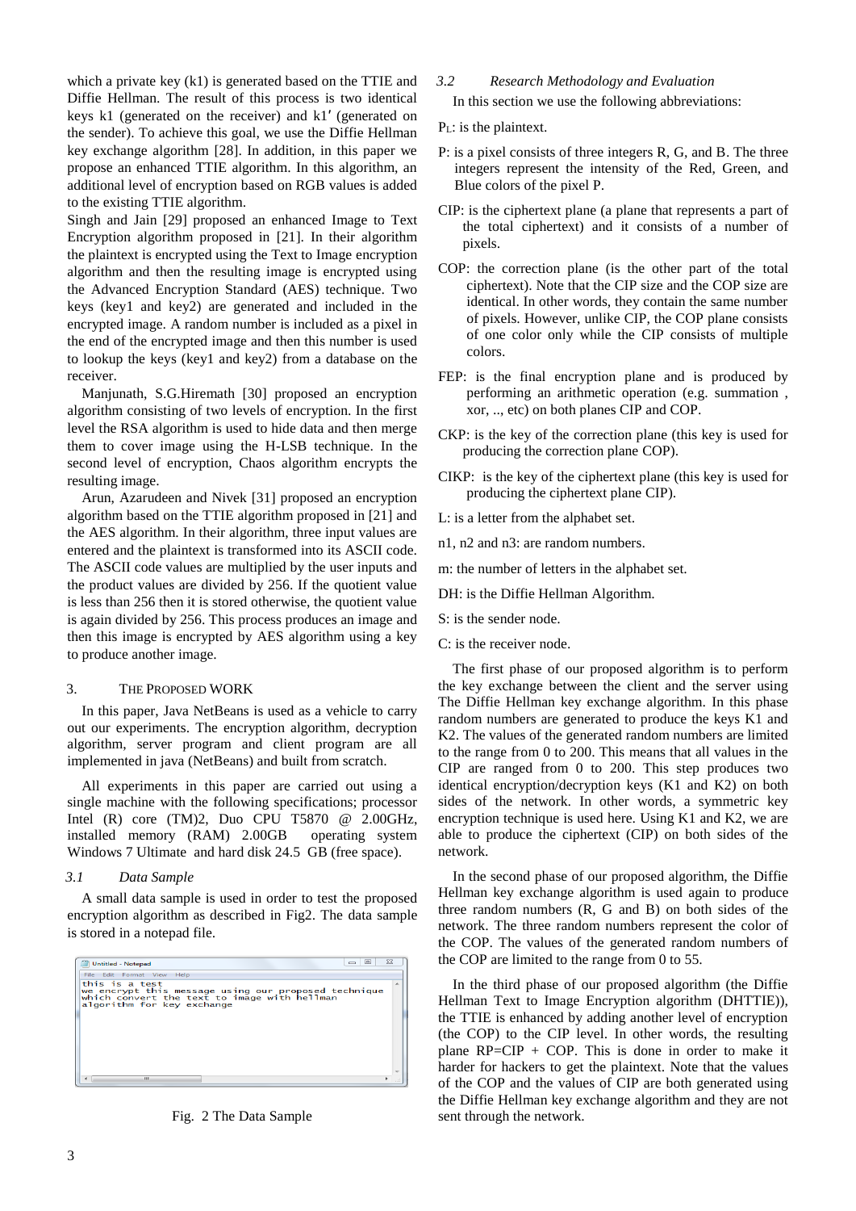which a private key (k1) is generated based on the TTIE and Diffie Hellman. The result of this process is two identical keys k1 (generated on the receiver) and k1′ (generated on the sender). To achieve this goal, we use the Diffie Hellman key exchange algorithm [28]. In addition, in this paper we propose an enhanced TTIE algorithm. In this algorithm, an additional level of encryption based on RGB values is added to the existing TTIE algorithm.

Singh and Jain [29] proposed an enhanced Image to Text Encryption algorithm proposed in [21]. In their algorithm the plaintext is encrypted using the Text to Image encryption algorithm and then the resulting image is encrypted using the Advanced Encryption Standard (AES) technique. Two keys (key1 and key2) are generated and included in the encrypted image. A random number is included as a pixel in the end of the encrypted image and then this number is used to lookup the keys (key1 and key2) from a database on the receiver.

Manjunath, S.G.Hiremath [30] proposed an encryption algorithm consisting of two levels of encryption. In the first level the RSA algorithm is used to hide data and then merge them to cover image using the H-LSB technique. In the second level of encryption, Chaos algorithm encrypts the resulting image.

Arun, Azarudeen and Nivek [31] proposed an encryption algorithm based on the TTIE algorithm proposed in [21] and the AES algorithm. In their algorithm, three input values are entered and the plaintext is transformed into its ASCII code. The ASCII code values are multiplied by the user inputs and the product values are divided by 256. If the quotient value is less than 256 then it is stored otherwise, the quotient value is again divided by 256. This process produces an image and then this image is encrypted by AES algorithm using a key to produce another image.

# 3. THE PROPOSED WORK

In this paper, Java NetBeans is used as a vehicle to carry out our experiments. The encryption algorithm, decryption algorithm, server program and client program are all implemented in java (NetBeans) and built from scratch.

All experiments in this paper are carried out using a single machine with the following specifications; processor Intel (R) core (TM)2, Duo CPU T5870 @ 2.00GHz, installed memory (RAM) 2.00GB operating system Windows 7 Ultimate and hard disk 24.5 GB (free space).

## *3.1 Data Sample*

A small data sample is used in order to test the proposed encryption algorithm as described in Fig2. The data sample is stored in a notepad file.

```
this is a test
we encrypt this message using our proposed technique
which convert the text to image with hellman
algorithm for key exchange
```

Fig. 2 The Data Sample

## *3.2 Research Methodology and Evaluation*

In this section we use the following abbreviations:

$P_L$: is the plaintext.

P: is a pixel consists of three integers R, G, and B. The three integers represent the intensity of the Red, Green, and Blue colors of the pixel P.

CIP: is the ciphertext plane (a plane that represents a part of the total ciphertext) and it consists of a number of pixels.

COP: the correction plane (is the other part of the total ciphertext). Note that the CIP size and the COP size are identical. In other words, they contain the same number of pixels. However, unlike CIP, the COP plane consists of one color only while the CIP consists of multiple colors.

FEP: is the final encryption plane and is produced by performing an arithmetic operation (e.g. summation , xor, .., etc) on both planes CIP and COP.

CKP: is the key of the correction plane (this key is used for producing the correction plane COP).

CIKP: is the key of the ciphertext plane (this key is used for producing the ciphertext plane CIP).

L: is a letter from the alphabet set.

n1, n2 and n3: are random numbers.

m: the number of letters in the alphabet set.

DH: is the Diffie Hellman Algorithm.

S: is the sender node.

C: is the receiver node.

The first phase of our proposed algorithm is to perform the key exchange between the client and the server using The Diffie Hellman key exchange algorithm. In this phase random numbers are generated to produce the keys K1 and K2. The values of the generated random numbers are limited to the range from 0 to 200. This means that all values in the CIP are ranged from 0 to 200. This step produces two identical encryption/decryption keys (K1 and K2) on both sides of the network. In other words, a symmetric key encryption technique is used here. Using K1 and K2, we are able to produce the ciphertext (CIP) on both sides of the network.

In the second phase of our proposed algorithm, the Diffie Hellman key exchange algorithm is used again to produce three random numbers (R, G and B) on both sides of the network. The three random numbers represent the color of the COP. The values of the generated random numbers of the COP are limited to the range from 0 to 55.

In the third phase of our proposed algorithm (the Diffie Hellman Text to Image Encryption algorithm (DHTTIE)), the TTIE is enhanced by adding another level of encryption (the COP) to the CIP level. In other words, the resulting plane RP=CIP + COP. This is done in order to make it harder for hackers to get the plaintext. Note that the values of the COP and the values of CIP are both generated using the Diffie Hellman key exchange algorithm and they are not sent through the network.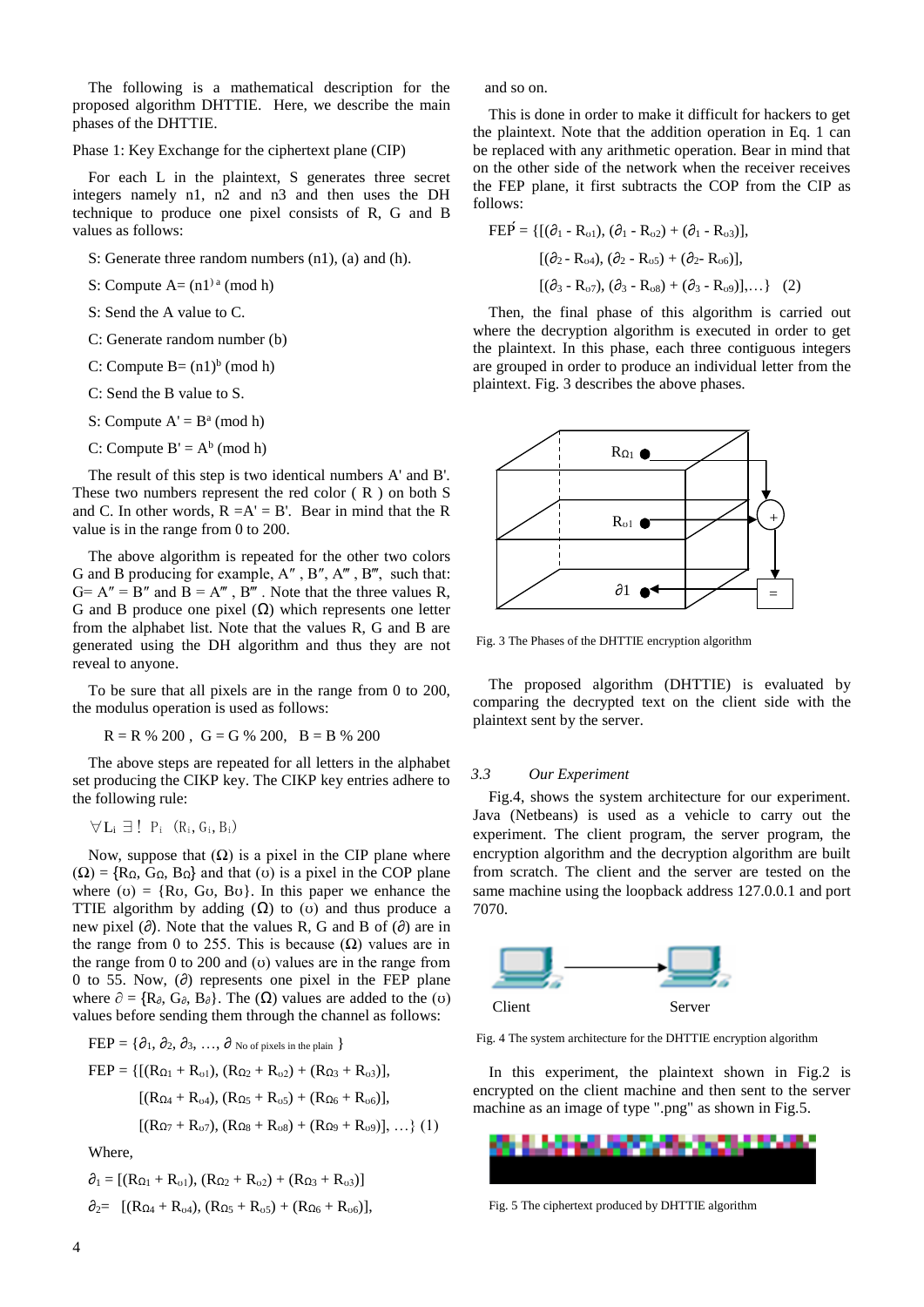The following is a mathematical description for the proposed algorithm DHTTIE. Here, we describe the main phases of the DHTTIE.

Phase 1: Key Exchange for the ciphertext plane (CIP)

For each L in the plaintext, S generates three secret integers namely n1, n2 and n3 and then uses the DH technique to produce one pixel consists of R, G and B values as follows:

S: Generate three random numbers (n1), (a) and (h).

S: Compute $A = (n1)^{a} \pmod h$

S: Send the A value to C.

C: Generate random number (b)

C: Compute $B = (n1)^{b} \pmod h$

C: Send the B value to S.

S: Compute $A' = B^{a} \pmod h$

C: Compute $B' = A^{b} \pmod h$

The result of this step is two identical numbers A' and B'. These two numbers represent the red color ( R ) on both S and C. In other words, R =A' = B'. Bear in mind that the R value is in the range from 0 to 200.

The above algorithm is repeated for the other two colors G and B producing for example, $A''$ , $B''$, $A'''$ , $B'''$, such that: $G = A'' = B''$ and $B = A''' , B'''$ . Note that the three values R, G and B produce one pixel ($\Omega$) which represents one letter from the alphabet list. Note that the values R, G and B are generated using the DH algorithm and thus they are not reveal to anyone.

To be sure that all pixels are in the range from 0 to 200, the modulus operation is used as follows:

$$R = R \,\%\, 200 , \quad G = G \,\%\, 200, \quad B = B \,\%\, 200$$

The above steps are repeated for all letters in the alphabet set producing the CIKP key. The CIKP key entries adhere to the following rule:

$$\forall L_i \ \exists! \ P_i \ (R_i, G_i, B_i)$$

Now, suppose that ($\Omega$) is a pixel in the CIP plane where ($\Omega$) = {$R_\Omega$, $G_\Omega$, $B_\Omega$} and that ($\upsilon$) is a pixel in the COP plane where ($\upsilon$) = {$R_\upsilon$, $G_\upsilon$, $B_\upsilon$}. In this paper we enhance the TTIE algorithm by adding ($\Omega$) to ($\upsilon$) and thus produce a new pixel ($\partial$). Note that the values R, G and B of ($\partial$) are in the range from 0 to 255. This is because ($\Omega$) values are in the range from 0 to 200 and ($\upsilon$) values are in the range from 0 to 55. Now, ($\partial$) represents one pixel in the FEP plane where $\partial$ = {$R_\partial$, $G_\partial$, $B_\partial$}. The ($\Omega$) values are added to the ($\upsilon$) values before sending them through the channel as follows:

$$\text{FEP} = \{\partial_1, \partial_2, \partial_3, \ldots, \partial_{\text{No of pixels in the plain}}\}$$

$$\begin{aligned}\text{FEP} = \{&[(R_{\Omega 1} + R_{\upsilon 1}), (R_{\Omega 2} + R_{\upsilon 2}) + (R_{\Omega 3} + R_{\upsilon 3})],\\ &[(R_{\Omega 4} + R_{\upsilon 4}), (R_{\Omega 5} + R_{\upsilon 5}) + (R_{\Omega 6} + R_{\upsilon 6})],\\ &[(R_{\Omega 7} + R_{\upsilon 7}), (R_{\Omega 8} + R_{\upsilon 8}) + (R_{\Omega 9} + R_{\upsilon 9})], \ldots\} \quad (1)\end{aligned}$$

Where,

$$\partial_1 = [(R_{\Omega 1} + R_{\upsilon 1}), (R_{\Omega 2} + R_{\upsilon 2}) + (R_{\Omega 3} + R_{\upsilon 3})]$$

$$\partial_2 = [(R_{\Omega 4} + R_{\upsilon 4}), (R_{\Omega 5} + R_{\upsilon 5}) + (R_{\Omega 6} + R_{\upsilon 6})],$$

and so on.

This is done in order to make it difficult for hackers to get the plaintext. Note that the addition operation in Eq. 1 can be replaced with any arithmetic operation. Bear in mind that on the other side of the network when the receiver receives the FEP plane, it first subtracts the COP from the CIP as follows:

$$\begin{aligned}\text{FE\'P} = \{&[(\partial_1 - R_{\upsilon 1}), (\partial_1 - R_{\upsilon 2}) + (\partial_1 - R_{\upsilon 3})],\\ &[(\partial_2 - R_{\upsilon 4}), (\partial_2 - R_{\upsilon 5}) + (\partial_2 - R_{\upsilon 6})],\\ &[(\partial_3 - R_{\upsilon 7}), (\partial_3 - R_{\upsilon 8}) + (\partial_3 - R_{\upsilon 9})], \ldots\} \quad (2)\end{aligned}$$

Then, the final phase of this algorithm is carried out where the decryption algorithm is executed in order to get the plaintext. In this phase, each three contiguous integers are grouped in order to produce an individual letter from the plaintext. Fig. 3 describes the above phases.

Fig. 3 The Phases of the DHTTIE encryption algorithm

The proposed algorithm (DHTTIE) is evaluated by comparing the decrypted text on the client side with the plaintext sent by the server.

### 3.3 *Our Experiment*

Fig.4, shows the system architecture for our experiment. Java (Netbeans) is used as a vehicle to carry out the experiment. The client program, the server program, the encryption algorithm and the decryption algorithm are built from scratch. The client and the server are tested on the same machine using the loopback address 127.0.0.1 and port 7070.

Fig. 4 The system architecture for the DHTTIE encryption algorithm

In this experiment, the plaintext shown in Fig.2 is encrypted on the client machine and then sent to the server machine as an image of type ".png" as shown in Fig.5.

Fig. 5 The ciphertext produced by DHTTIE algorithm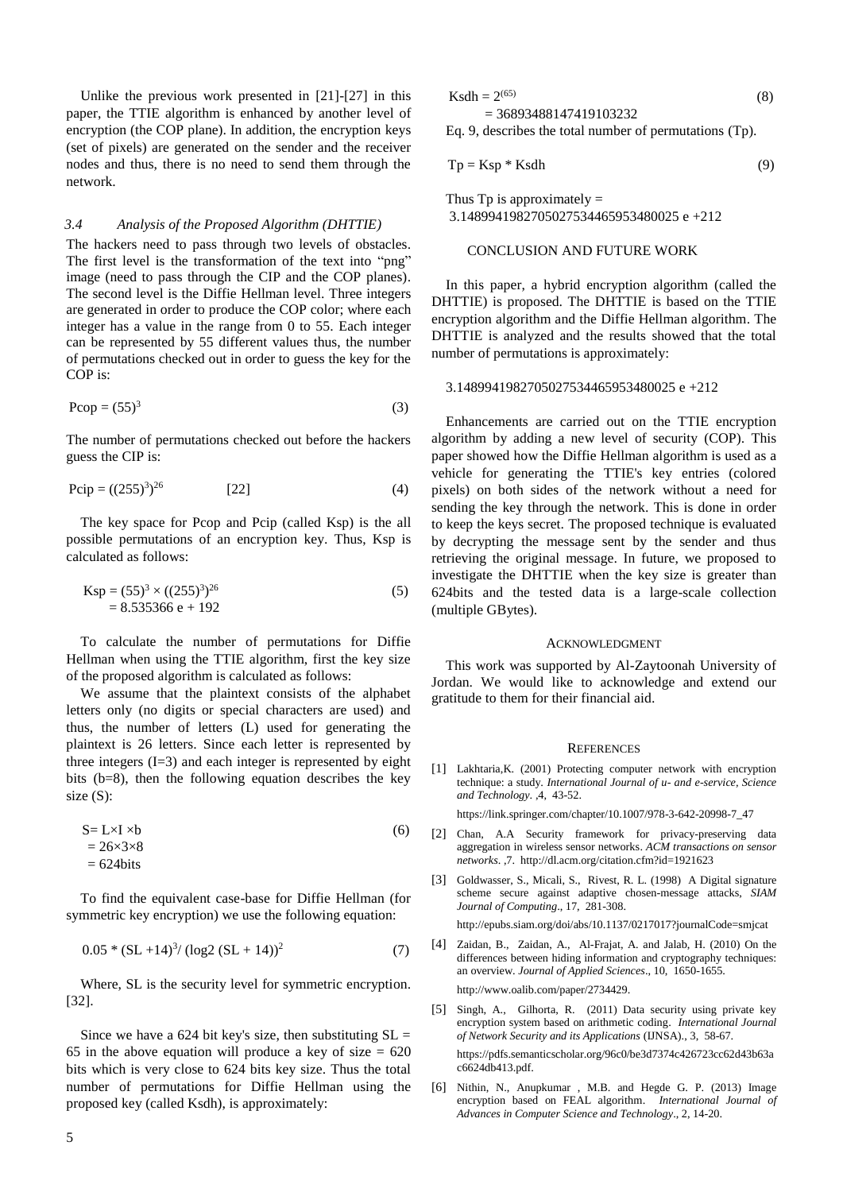Unlike the previous work presented in [21]-[27] in this paper, the TTIE algorithm is enhanced by another level of encryption (the COP plane). In addition, the encryption keys (set of pixels) are generated on the sender and the receiver nodes and thus, there is no need to send them through the network.

### *3.4 Analysis of the Proposed Algorithm (DHTTIE)*

The hackers need to pass through two levels of obstacles. The first level is the transformation of the text into "png" image (need to pass through the CIP and the COP planes). The second level is the Diffie Hellman level. Three integers are generated in order to produce the COP color; where each integer has a value in the range from 0 to 55. Each integer can be represented by 55 different values thus, the number of permutations checked out in order to guess the key for the COP is:

$$\text{Pcop} = (55)^3 \tag{3}$$

The number of permutations checked out before the hackers guess the CIP is:

$$\text{Pcip} = ((255)^3)^{26} \quad [22] \tag{4}$$

The key space for Pcop and Pcip (called Ksp) is the all possible permutations of an encryption key. Thus, Ksp is calculated as follows:

$$\begin{aligned} \text{Ksp} &= (55)^3 \times ((255)^3)^{26} \\ &= 8.535366 \text{ e} + 192 \end{aligned} \tag{5}$$

To calculate the number of permutations for Diffie Hellman when using the TTIE algorithm, first the key size of the proposed algorithm is calculated as follows:

We assume that the plaintext consists of the alphabet letters only (no digits or special characters are used) and thus, the number of letters (L) used for generating the plaintext is 26 letters. Since each letter is represented by three integers (I=3) and each integer is represented by eight bits (b=8), then the following equation describes the key size (S):

$$\begin{aligned} S &= L \times I \times b \\ &= 26 \times 3 \times 8 \\ &= 624\text{bits} \end{aligned} \tag{6}$$

To find the equivalent case-base for Diffie Hellman (for symmetric key encryption) we use the following equation:

$$0.05 * (SL + 14)^3 / (\log2\,(SL + 14))^2 \tag{7}$$

Where, SL is the security level for symmetric encryption. [32].

Since we have a 624 bit key's size, then substituting SL = 65 in the above equation will produce a key of size = 620 bits which is very close to 624 bits key size. Thus the total number of permutations for Diffie Hellman using the proposed key (called Ksdh), is approximately:

$$\begin{aligned} \text{Ksdh} &= 2^{(65)} \\ &= 36893488147419103232 \end{aligned} \tag{8}$$

Eq. 9, describes the total number of permutations (Tp).

$$\text{Tp} = \text{Ksp} * \text{Ksdh} \tag{9}$$

Thus Tp is approximately = 3.1489941982705027534465953480025 e +212

## CONCLUSION AND FUTURE WORK

In this paper, a hybrid encryption algorithm (called the DHTTIE) is proposed. The DHTTIE is based on the TTIE encryption algorithm and the Diffie Hellman algorithm. The DHTTIE is analyzed and the results showed that the total number of permutations is approximately:

3.1489941982705027534465953480025 e +212

Enhancements are carried out on the TTIE encryption algorithm by adding a new level of security (COP). This paper showed how the Diffie Hellman algorithm is used as a vehicle for generating the TTIE's key entries (colored pixels) on both sides of the network without a need for sending the key through the network. This is done in order to keep the keys secret. The proposed technique is evaluated by decrypting the message sent by the sender and thus retrieving the original message. In future, we proposed to investigate the DHTTIE when the key size is greater than 624bits and the tested data is a large-scale collection (multiple GBytes).

## ACKNOWLEDGMENT

This work was supported by Al-Zaytoonah University of Jordan. We would like to acknowledge and extend our gratitude to them for their financial aid.

## REFERENCES

[1] Lakhtaria,K. (2001) Protecting computer network with encryption technique: a study. *International Journal of u- and e-service, Science and Technology*. ,4, 43-52.
https://link.springer.com/chapter/10.1007/978-3-642-20998-7_47

[2] Chan, A.A Security framework for privacy-preserving data aggregation in wireless sensor networks. *ACM transactions on sensor networks*. ,7. http://dl.acm.org/citation.cfm?id=1921623

[3] Goldwasser, S., Micali, S., Rivest, R. L. (1998) A Digital signature scheme secure against adaptive chosen-message attacks, *SIAM Journal of Computing*., 17, 281-308.
http://epubs.siam.org/doi/abs/10.1137/0217017?journalCode=smjcat

[4] Zaidan, B., Zaidan, A., Al-Frajat, A. and Jalab, H. (2010) On the differences between hiding information and cryptography techniques: an overview. *Journal of Applied Sciences*., 10, 1650-1655.
http://www.oalib.com/paper/2734429.

[5] Singh, A., Gilhorta, R. (2011) Data security using private key encryption system based on arithmetic coding. *International Journal of Network Security and its Applications* (IJNSA)., 3, 58-67.
https://pdfs.semanticscholar.org/96c0/be3d7374c426723cc62d43b63ac6624db413.pdf.

[6] Nithin, N., Anupkumar , M.B. and Hegde G. P. (2013) Image encryption based on FEAL algorithm. *International Journal of Advances in Computer Science and Technology*., 2, 14-20.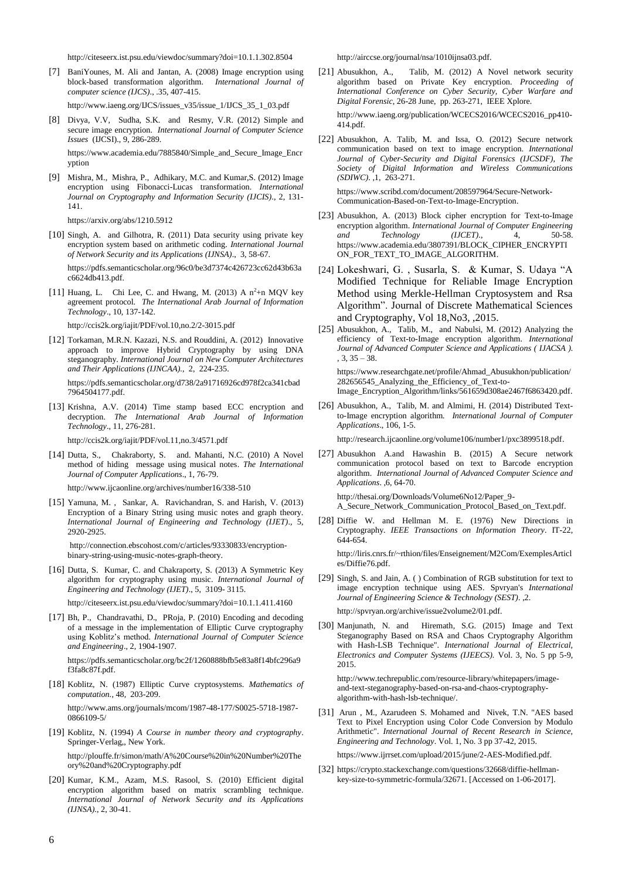http://citeseerx.ist.psu.edu/viewdoc/summary?doi=10.1.1.302.8504

[7] BaniYounes, M. Ali and Jantan, A. (2008) Image encryption using block-based transformation algorithm. *International Journal of computer science (IJCS).*, .35, 407-415.

http://www.iaeng.org/IJCS/issues_v35/issue_1/IJCS_35_1_03.pdf

[8] Divya, V.V, Sudha, S.K. and Resmy, V.R. (2012) Simple and secure image encryption. *International Journal of Computer Science Issues* (IJCSI)., 9, 286-289.

https://www.academia.edu/7885840/Simple_and_Secure_Image_Encryption

[9] Mishra, M., Mishra, P., Adhikary, M.C. and Kumar,S. (2012) Image encryption using Fibonacci-Lucas transformation. *International Journal on Cryptography and Information Security (IJCIS).*, 2, 131-141.

https://arxiv.org/abs/1210.5912

[10] Singh, A. and Gilhotra, R. (2011) Data security using private key encryption system based on arithmetic coding. *International Journal of Network Security and its Applications (IJNSA).*, 3, 58-67.

https://pdfs.semanticscholar.org/96c0/be3d7374c426723cc62d43b63ac6624db413.pdf.

[11] Huang, L. Chi Lee, C. and Hwang, M. (2013) A $n^2$+n MQV key agreement protocol. *The International Arab Journal of Information Technology*., 10, 137-142.

http://ccis2k.org/iajit/PDF/vol.10,no.2/2-3015.pdf

[12] Torkaman, M.R.N. Kazazi, N.S. and Rouddini, A. (2012) Innovative approach to improve Hybrid Cryptography by using DNA steganography. *International Journal on New Computer Architectures and Their Applications (IJNCAA).*, 2, 224-235.

https://pdfs.semanticscholar.org/d738/2a91716926cd978f2ca341cbad7964504177.pdf.

[13] Krishna, A.V. (2014) Time stamp based ECC encryption and decryption. *The International Arab Journal of Information Technology*., 11, 276-281.

http://ccis2k.org/iajit/PDF/vol.11,no.3/4571.pdf

[14] Dutta, S., Chakraborty, S. and. Mahanti, N.C. (2010) A Novel method of hiding message using musical notes. *The International Journal of Computer Applications*., 1, 76-79.

http://www.ijcaonline.org/archives/number16/338-510

[15] Yamuna, M. , Sankar, A. Ravichandran, S. and Harish, V. (2013) Encryption of a Binary String using music notes and graph theory. *International Journal of Engineering and Technology (IJET)*., 5, 2920-2925.

http://connection.ebscohost.com/c/articles/93330833/encryption-binary-string-using-music-notes-graph-theory.

[16] Dutta, S. Kumar, C. and Chakraporty, S. (2013) A Symmetric Key algorithm for cryptography using music. *International Journal of Engineering and Technology (IJET)*., 5, 3109- 3115.

http://citeseerx.ist.psu.edu/viewdoc/summary?doi=10.1.1.411.4160

[17] Bh, P., Chandravathi, D., PRoja, P. (2010) Encoding and decoding of a message in the implementation of Elliptic Curve cryptography using Koblitz's method. *International Journal of Computer Science and Engineering*., 2, 1904-1907.

https://pdfs.semanticscholar.org/bc2f/1260888bfb5e83a8f14bfc296a9f3fa8c87f.pdf.

[18] Koblitz, N. (1987) Elliptic Curve cryptosystems. *Mathematics of computation.*, 48, 203-209.

http://www.ams.org/journals/mcom/1987-48-177/S0025-5718-1987-0866109-5/

[19] Koblitz, N. (1994) *A Course in number theory and cryptography*. Springer-Verlag,, New York.

http://plouffe.fr/simon/math/A%20Course%20in%20Number%20Theory%20and%20Cryptography.pdf

[20] Kumar, K.M., Azam, M.S. Rasool, S. (2010) Efficient digital encryption algorithm based on matrix scrambling technique. *International Journal of Network Security and its Applications (IJNSA).*, 2, 30-41.

http://airccse.org/journal/nsa/1010ijnsa03.pdf.

[21] Abusukhon, A., Talib, M. (2012) A Novel network security algorithm based on Private Key encryption. *Proceeding of International Conference on Cyber Security, Cyber Warfare and Digital Forensic*, 26-28 June, pp. 263-271, IEEE Xplore.

http://www.iaeng.org/publication/WCECS2016/WCECS2016_pp410-414.pdf.

[22] Abusukhon, A. Talib, M. and Issa, O. (2012) Secure network communication based on text to image encryption. *International Journal of Cyber-Security and Digital Forensics (IJCSDF), The Society of Digital Information and Wireless Communications (SDIWC)*. ,1, 263-271.

https://www.scribd.com/document/208597964/Secure-Network-Communication-Based-on-Text-to-Image-Encryption.

[23] Abusukhon, A. (2013) Block cipher encryption for Text-to-Image encryption algorithm. *International Journal of Computer Engineering and Technology (IJCET).*, 4, 50-58. https://www.academia.edu/3807391/BLOCK_CIPHER_ENCRYPTION_FOR_TEXT_TO_IMAGE_ALGORITHM.

[24] Lokeshwari, G. , Susarla, S. & Kumar, S. Udaya "A Modified Technique for Reliable Image Encryption Method using Merkle-Hellman Cryptosystem and Rsa Algorithm". Journal of Discrete Mathematical Sciences and Cryptography, Vol 18,No3, ,2015.

[25] Abusukhon, A., Talib, M., and Nabulsi, M. (2012) Analyzing the efficiency of Text-to-Image encryption algorithm. *International Journal of Advanced Computer Science and Applications ( IJACSA ).* , 3, 35 – 38.

https://www.researchgate.net/profile/Ahmad_Abusukhon/publication/282656545_Analyzing_the_Efficiency_of_Text-to-Image_Encryption_Algorithm/links/561659d308ae2467f6863420.pdf.

[26] Abusukhon, A., Talib, M. and Almimi, H. (2014) Distributed Text-to-Image encryption algorithm. *International Journal of Computer Applications*., 106, 1-5.

http://research.ijcaonline.org/volume106/number1/pxc3899518.pdf.

[27] Abusukhon A.and Hawashin B. (2015) A Secure network communication protocol based on text to Barcode encryption algorithm. *International Journal of Advanced Computer Science and Applications*. ,6, 64-70.

http://thesai.org/Downloads/Volume6No12/Paper_9-A_Secure_Network_Communication_Protocol_Based_on_Text.pdf.

[28] Diffie W. and Hellman M. E. (1976) New Directions in Cryptography. *IEEE Transactions on Information Theory*. IT-22, 644-654.

http://liris.cnrs.fr/~rthion/files/Enseignement/M2Com/ExemplesArticles/Diffie76.pdf.

[29] Singh, S. and Jain, A. ( ) Combination of RGB substitution for text to image encryption technique using AES. Spvryan's *International Journal of Engineering Science & Technology (SEST)*. ,2.

http://spvryan.org/archive/issue2volume2/01.pdf.

[30] Manjunath, N. and Hiremath, S.G. (2015) Image and Text Steganography Based on RSA and Chaos Cryptography Algorithm with Hash-LSB Technique". *International Journal of Electrical, Electronics and Computer Systems (IJEECS).* Vol. 3, No. 5 pp 5-9, 2015.

http://www.techrepublic.com/resource-library/whitepapers/image-and-text-steganography-based-on-rsa-and-chaos-cryptography-algorithm-with-hash-lsb-technique/.

[31] Arun , M., Azarudeen S. Mohamed and Nivek, T.N. "AES based Text to Pixel Encryption using Color Code Conversion by Modulo Arithmetic". *International Journal of Recent Research in Science, Engineering and Technology*. Vol. 1, No. 3 pp 37-42, 2015.

https://www.ijrrset.com/upload/2015/june/2-AES-Modified.pdf.

[32] https://crypto.stackexchange.com/questions/32668/diffie-hellman-key-size-to-symmetric-formula/32671. [Accessed on 1-06-2017].